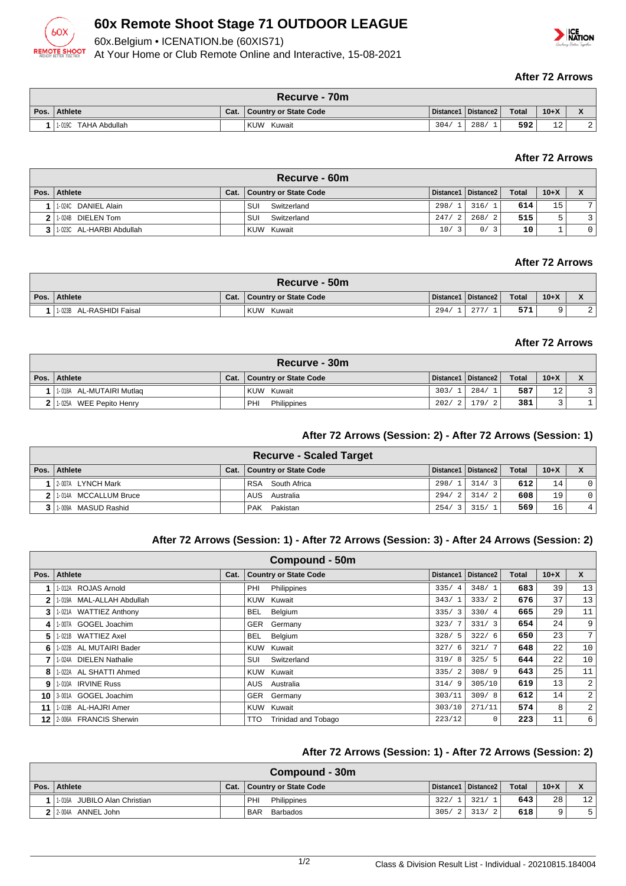# 60x Remote Shoot Stage 71 OUTDOOR LEAGUE

60x.Belgium • ICENATION.be (60XIS71)

At Your Home or Club Remote Online and Interactive, 15-08-2021

### After 72 Arrows

| Recurve - 70m | | | | | | | | |
|---|---|---|---|---|---|---|---|---|
| Pos. | Athlete | Cat. | Country or State Code | Distance1 | Distance2 | Total | 10+X | X |
| 1 | 1-019C TAHA Abdullah | | KUW Kuwait | 304/ 1 | 288/ 1 | 592 | 12 | 2 |

### After 72 Arrows

| Recurve - 60m | | | | | | | | |
|---|---|---|---|---|---|---|---|---|
| Pos. | Athlete | Cat. | Country or State Code | Distance1 | Distance2 | Total | 10+X | X |
| 1 | 1-024C DANIEL Alain | | SUI Switzerland | 298/ 1 | 316/ 1 | 614 | 15 | 7 |
| 2 | 1-024B DIELEN Tom | | SUI Switzerland | 247/ 2 | 268/ 2 | 515 | 5 | 3 |
| 3 | 1-023C AL-HARBI Abdullah | | KUW Kuwait | 10/ 3 | 0/ 3 | 10 | 1 | 0 |

### After 72 Arrows

| Recurve - 50m | | | | | | | | |
|---|---|---|---|---|---|---|---|---|
| Pos. | Athlete | Cat. | Country or State Code | Distance1 | Distance2 | Total | 10+X | X |
| 1 | 1-023B AL-RASHIDI Faisal | | KUW Kuwait | 294/ 1 | 277/ 1 | 571 | 9 | 2 |

### After 72 Arrows

| Recurve - 30m | | | | | | | | |
|---|---|---|---|---|---|---|---|---|
| Pos. | Athlete | Cat. | Country or State Code | Distance1 | Distance2 | Total | 10+X | X |
| 1 | 1-018A AL-MUTAIRI Mutlaq | | KUW Kuwait | 303/ 1 | 284/ 1 | 587 | 12 | 3 |
| 2 | 1-025A WEE Pepito Henry | | PHI Philippines | 202/ 2 | 179/ 2 | 381 | 3 | 1 |

### After 72 Arrows (Session: 2) - After 72 Arrows (Session: 1)

| Recurve - Scaled Target | | | | | | | | |
|---|---|---|---|---|---|---|---|---|
| Pos. | Athlete | Cat. | Country or State Code | Distance1 | Distance2 | Total | 10+X | X |
| 1 | 2-007A LYNCH Mark | | RSA South Africa | 298/ 1 | 314/ 3 | 612 | 14 | 0 |
| 2 | 1-014A MCCALLUM Bruce | | AUS Australia | 294/ 2 | 314/ 2 | 608 | 19 | 0 |
| 3 | 1-009A MASUD Rashid | | PAK Pakistan | 254/ 3 | 315/ 1 | 569 | 16 | 4 |

### After 72 Arrows (Session: 1) - After 72 Arrows (Session: 3) - After 24 Arrows (Session: 2)

| Compound - 50m | | | | | | | | |
|---|---|---|---|---|---|---|---|---|
| Pos. | Athlete | Cat. | Country or State Code | Distance1 | Distance2 | Total | 10+X | X |
| 1 | 1-012A ROJAS Arnold | | PHI Philippines | 335/ 4 | 348/ 1 | 683 | 39 | 13 |
| 2 | 1-019A MAL-ALLAH Abdullah | | KUW Kuwait | 343/ 1 | 333/ 2 | 676 | 37 | 13 |
| 3 | 1-021A WATTIEZ Anthony | | BEL Belgium | 335/ 3 | 330/ 4 | 665 | 29 | 11 |
| 4 | 1-007A GOGEL Joachim | | GER Germany | 323/ 7 | 331/ 3 | 654 | 24 | 9 |
| 5 | 1-021B WATTIEZ Axel | | BEL Belgium | 328/ 5 | 322/ 6 | 650 | 23 | 7 |
| 6 | 1-022B AL MUTAIRI Bader | | KUW Kuwait | 327/ 6 | 321/ 7 | 648 | 22 | 10 |
| 7 | 1-024A DIELEN Nathalie | | SUI Switzerland | 319/ 8 | 325/ 5 | 644 | 22 | 10 |
| 8 | 1-022A AL SHATTI Ahmed | | KUW Kuwait | 335/ 2 | 308/ 9 | 643 | 25 | 11 |
| 9 | 1-010A IRVINE Russ | | AUS Australia | 314/ 9 | 305/10 | 619 | 13 | 2 |
| 10 | 3-001A GOGEL Joachim | | GER Germany | 303/11 | 309/ 8 | 612 | 14 | 2 |
| 11 | 1-019B AL-HAJRI Amer | | KUW Kuwait | 303/10 | 271/11 | 574 | 8 | 2 |
| 12 | 2-006A FRANCIS Sherwin | | TTO Trinidad and Tobago | 223/12 | 0 | 223 | 11 | 6 |

### After 72 Arrows (Session: 1) - After 72 Arrows (Session: 2)

| Compound - 30m | | | | | | | | |
|---|---|---|---|---|---|---|---|---|
| Pos. | Athlete | Cat. | Country or State Code | Distance1 | Distance2 | Total | 10+X | X |
| 1 | 1-016A JUBILO Alan Christian | | PHI Philippines | 322/ 1 | 321/ 1 | 643 | 28 | 12 |
| 2 | 2-004A ANNEL John | | BAR Barbados | 305/ 2 | 313/ 2 | 618 | 9 | 5 |

Class & Division Result List - Individual - 20210815.184004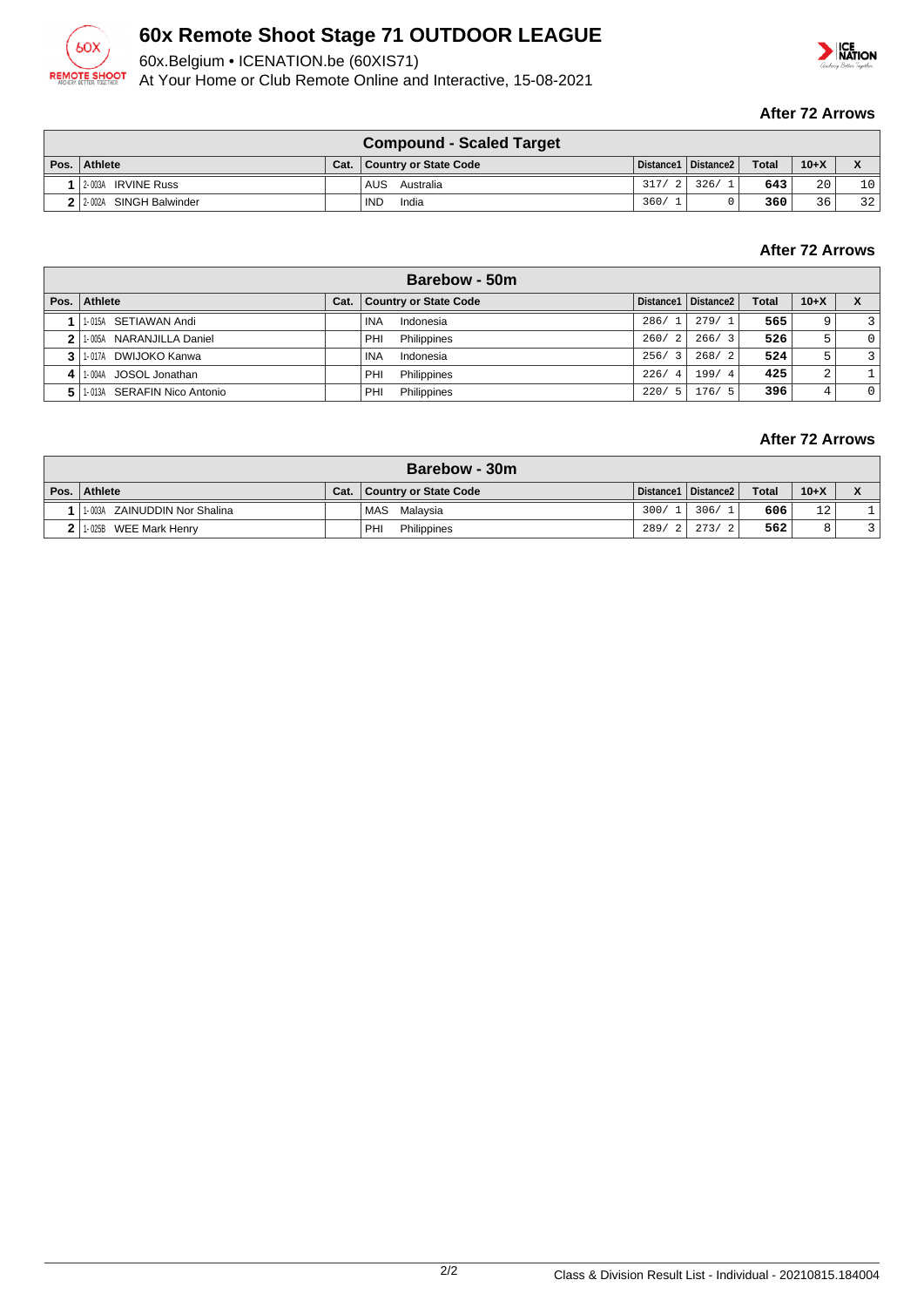# 60x Remote Shoot Stage 71 OUTDOOR LEAGUE

60x.Belgium • ICENATION.be (60XIS71)
At Your Home or Club Remote Online and Interactive, 15-08-2021

**After 72 Arrows**

| Compound - Scaled Target | | | | | | | | |
|---|---|---|---|---|---|---|---|---|
| Pos. | Athlete | Cat. | Country or State Code | Distance1 | Distance2 | Total | 10+X | X |
| 1 | 2-003A IRVINE Russ | | AUS Australia | 317/ 2 | 326/ 1 | 643 | 20 | 10 |
| 2 | 2-002A SINGH Balwinder | | IND India | 360/ 1 | 0 | 360 | 36 | 32 |

**After 72 Arrows**

| Barebow - 50m | | | | | | | | |
|---|---|---|---|---|---|---|---|---|
| Pos. | Athlete | Cat. | Country or State Code | Distance1 | Distance2 | Total | 10+X | X |
| 1 | 1-015A SETIAWAN Andi | | INA Indonesia | 286/ 1 | 279/ 1 | 565 | 9 | 3 |
| 2 | 1-005A NARANJILLA Daniel | | PHI Philippines | 260/ 2 | 266/ 3 | 526 | 5 | 0 |
| 3 | 1-017A DWIJOKO Kanwa | | INA Indonesia | 256/ 3 | 268/ 2 | 524 | 5 | 3 |
| 4 | 1-004A JOSOL Jonathan | | PHI Philippines | 226/ 4 | 199/ 4 | 425 | 2 | 1 |
| 5 | 1-013A SERAFIN Nico Antonio | | PHI Philippines | 220/ 5 | 176/ 5 | 396 | 4 | 0 |

**After 72 Arrows**

| Barebow - 30m | | | | | | | | |
|---|---|---|---|---|---|---|---|---|
| Pos. | Athlete | Cat. | Country or State Code | Distance1 | Distance2 | Total | 10+X | X |
| 1 | 1-003A ZAINUDDIN Nor Shalina | | MAS Malaysia | 300/ 1 | 306/ 1 | 606 | 12 | 1 |
| 2 | 1-025B WEE Mark Henry | | PHI Philippines | 289/ 2 | 273/ 2 | 562 | 8 | 3 |

Class & Division Result List - Individual - 20210815.184004